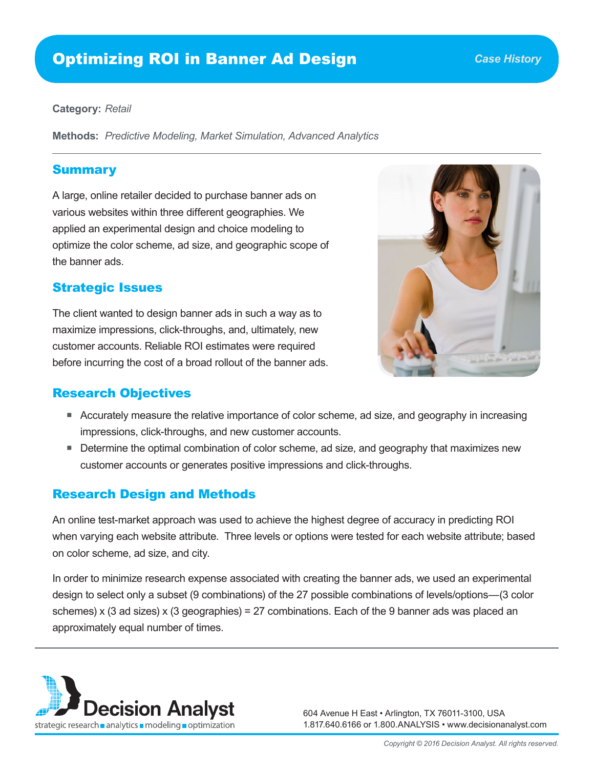# Optimizing ROI in Banner Ad Design

*Case History*

**Category:** *Retail*

**Methods:** *Predictive Modeling, Market Simulation, Advanced Analytics*

## Summary

A large, online retailer decided to purchase banner ads on various websites within three different geographies. We applied an experimental design and choice modeling to optimize the color scheme, ad size, and geographic scope of the banner ads.

## Strategic Issues

The client wanted to design banner ads in such a way as to maximize impressions, click-throughs, and, ultimately, new customer accounts. Reliable ROI estimates were required before incurring the cost of a broad rollout of the banner ads.

## Research Objectives

- Accurately measure the relative importance of color scheme, ad size, and geography in increasing impressions, click-throughs, and new customer accounts.
- Determine the optimal combination of color scheme, ad size, and geography that maximizes new customer accounts or generates positive impressions and click-throughs.

## Research Design and Methods

An online test-market approach was used to achieve the highest degree of accuracy in predicting ROI when varying each website attribute. Three levels or options were tested for each website attribute; based on color scheme, ad size, and city.

In order to minimize research expense associated with creating the banner ads, we used an experimental design to select only a subset (9 combinations) of the 27 possible combinations of levels/options—(3 color schemes) x (3 ad sizes) x (3 geographies) = 27 combinations. Each of the 9 banner ads was placed an approximately equal number of times.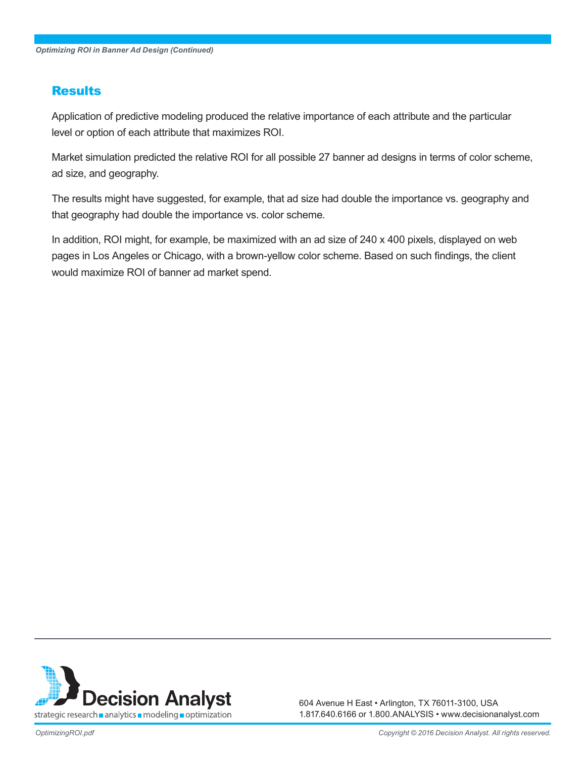## Results

Application of predictive modeling produced the relative importance of each attribute and the particular level or option of each attribute that maximizes ROI.

Market simulation predicted the relative ROI for all possible 27 banner ad designs in terms of color scheme, ad size, and geography.

The results might have suggested, for example, that ad size had double the importance vs. geography and that geography had double the importance vs. color scheme.

In addition, ROI might, for example, be maximized with an ad size of 240 x 400 pixels, displayed on web pages in Los Angeles or Chicago, with a brown-yellow color scheme. Based on such findings, the client would maximize ROI of banner ad market spend.

Decision Analyst
strategic research ■ analytics ■ modeling ■ optimization

604 Avenue H East • Arlington, TX 76011-3100, USA
1.817.640.6166 or 1.800.ANALYSIS • www.decisionanalyst.com

Copyright © 2016 Decision Analyst. All rights reserved.